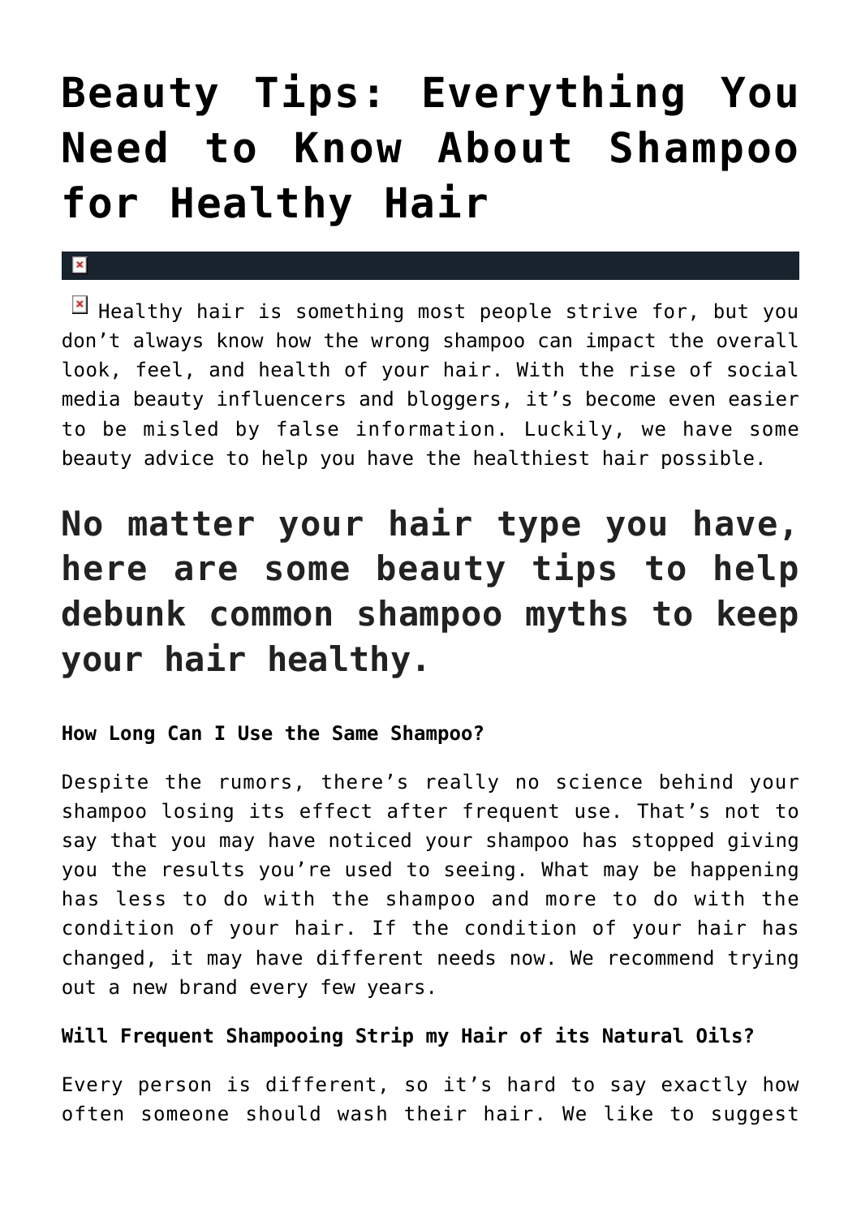# Beauty Tips: Everything You Need to Know About Shampoo for Healthy Hair

Healthy hair is something most people strive for, but you don't always know how the wrong shampoo can impact the overall look, feel, and health of your hair. With the rise of social media beauty influencers and bloggers, it's become even easier to be misled by false information. Luckily, we have some beauty advice to help you have the healthiest hair possible.

## No matter your hair type you have, here are some beauty tips to help debunk common shampoo myths to keep your hair healthy.

**How Long Can I Use the Same Shampoo?**

Despite the rumors, there's really no science behind your shampoo losing its effect after frequent use. That's not to say that you may have noticed your shampoo has stopped giving you the results you're used to seeing. What may be happening has less to do with the shampoo and more to do with the condition of your hair. If the condition of your hair has changed, it may have different needs now. We recommend trying out a new brand every few years.

**Will Frequent Shampooing Strip my Hair of its Natural Oils?**

Every person is different, so it's hard to say exactly how often someone should wash their hair. We like to suggest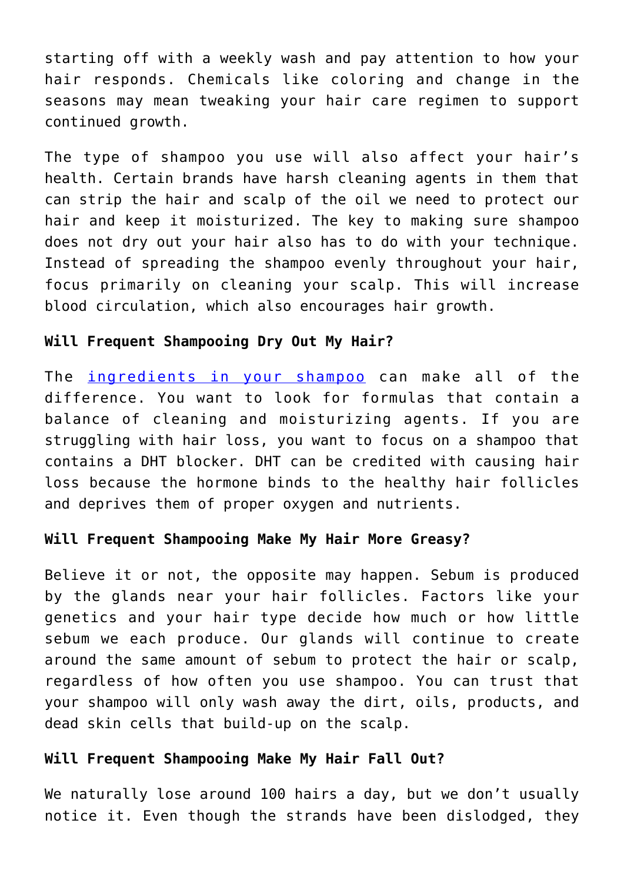starting off with a weekly wash and pay attention to how your hair responds. Chemicals like coloring and change in the seasons may mean tweaking your hair care regimen to support continued growth.

The type of shampoo you use will also affect your hair's health. Certain brands have harsh cleaning agents in them that can strip the hair and scalp of the oil we need to protect our hair and keep it moisturized. The key to making sure shampoo does not dry out your hair also has to do with your technique. Instead of spreading the shampoo evenly throughout your hair, focus primarily on cleaning your scalp. This will increase blood circulation, which also encourages hair growth.

**Will Frequent Shampooing Dry Out My Hair?**

The ingredients in your shampoo can make all of the difference. You want to look for formulas that contain a balance of cleaning and moisturizing agents. If you are struggling with hair loss, you want to focus on a shampoo that contains a DHT blocker. DHT can be credited with causing hair loss because the hormone binds to the healthy hair follicles and deprives them of proper oxygen and nutrients.

**Will Frequent Shampooing Make My Hair More Greasy?**

Believe it or not, the opposite may happen. Sebum is produced by the glands near your hair follicles. Factors like your genetics and your hair type decide how much or how little sebum we each produce. Our glands will continue to create around the same amount of sebum to protect the hair or scalp, regardless of how often you use shampoo. You can trust that your shampoo will only wash away the dirt, oils, products, and dead skin cells that build-up on the scalp.

**Will Frequent Shampooing Make My Hair Fall Out?**

We naturally lose around 100 hairs a day, but we don't usually notice it. Even though the strands have been dislodged, they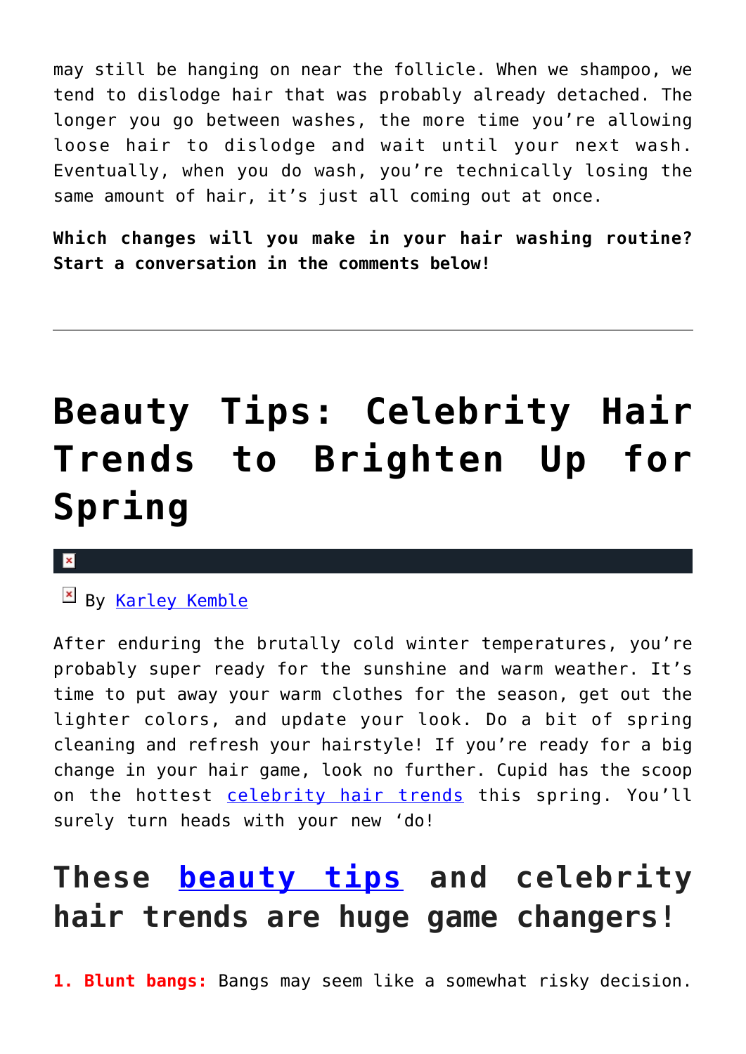may still be hanging on near the follicle. When we shampoo, we tend to dislodge hair that was probably already detached. The longer you go between washes, the more time you're allowing loose hair to dislodge and wait until your next wash. Eventually, when you do wash, you're technically losing the same amount of hair, it's just all coming out at once.

**Which changes will you make in your hair washing routine? Start a conversation in the comments below!**

---

# Beauty Tips: Celebrity Hair Trends to Brighten Up for Spring

By Karley Kemble

After enduring the brutally cold winter temperatures, you're probably super ready for the sunshine and warm weather. It's time to put away your warm clothes for the season, get out the lighter colors, and update your look. Do a bit of spring cleaning and refresh your hairstyle! If you're ready for a big change in your hair game, look no further. Cupid has the scoop on the hottest celebrity hair trends this spring. You'll surely turn heads with your new 'do!

## These beauty tips and celebrity hair trends are huge game changers!

**1. Blunt bangs:** Bangs may seem like a somewhat risky decision.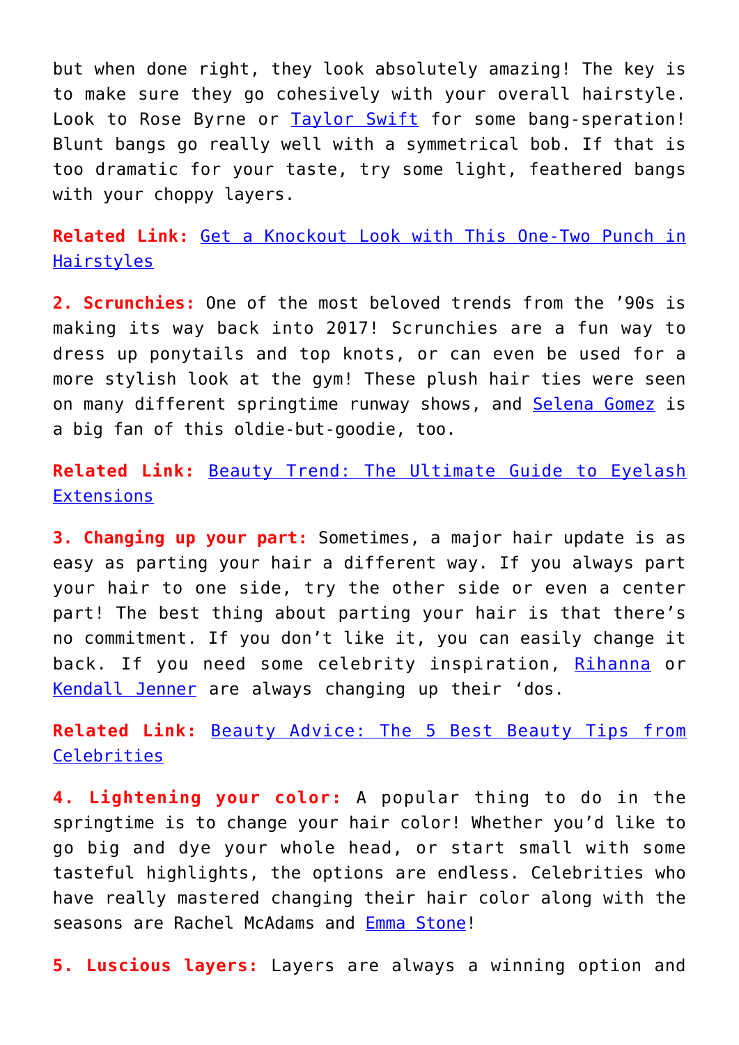but when done right, they look absolutely amazing! The key is to make sure they go cohesively with your overall hairstyle. Look to Rose Byrne or Taylor Swift for some bang-speration! Blunt bangs go really well with a symmetrical bob. If that is too dramatic for your taste, try some light, feathered bangs with your choppy layers.

**Related Link:** Get a Knockout Look with This One-Two Punch in Hairstyles

**2. Scrunchies:** One of the most beloved trends from the '90s is making its way back into 2017! Scrunchies are a fun way to dress up ponytails and top knots, or can even be used for a more stylish look at the gym! These plush hair ties were seen on many different springtime runway shows, and Selena Gomez is a big fan of this oldie-but-goodie, too.

**Related Link:** Beauty Trend: The Ultimate Guide to Eyelash Extensions

**3. Changing up your part:** Sometimes, a major hair update is as easy as parting your hair a different way. If you always part your hair to one side, try the other side or even a center part! The best thing about parting your hair is that there's no commitment. If you don't like it, you can easily change it back. If you need some celebrity inspiration, Rihanna or Kendall Jenner are always changing up their 'dos.

**Related Link:** Beauty Advice: The 5 Best Beauty Tips from Celebrities

**4. Lightening your color:** A popular thing to do in the springtime is to change your hair color! Whether you'd like to go big and dye your whole head, or start small with some tasteful highlights, the options are endless. Celebrities who have really mastered changing their hair color along with the seasons are Rachel McAdams and Emma Stone!

**5. Luscious layers:** Layers are always a winning option and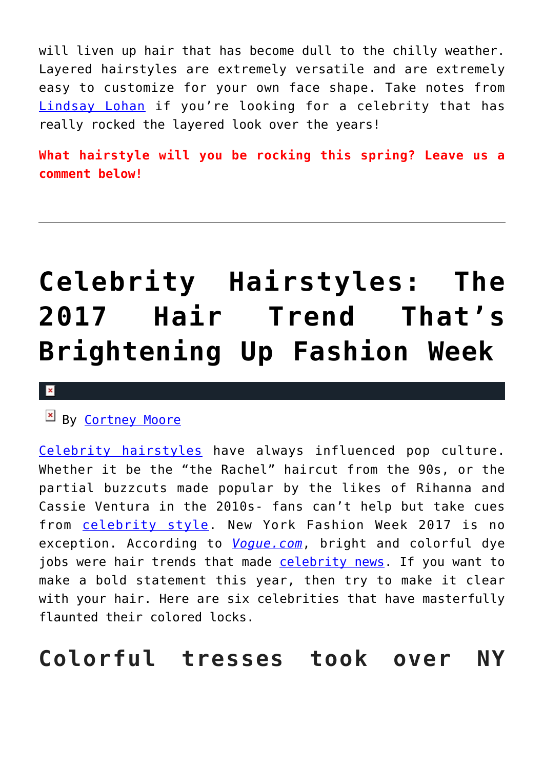will liven up hair that has become dull to the chilly weather. Layered hairstyles are extremely versatile and are extremely easy to customize for your own face shape. Take notes from Lindsay Lohan if you're looking for a celebrity that has really rocked the layered look over the years!

**What hairstyle will you be rocking this spring? Leave us a comment below!**

---

# Celebrity Hairstyles: The 2017 Hair Trend That's Brightening Up Fashion Week

By Cortney Moore

Celebrity hairstyles have always influenced pop culture. Whether it be the "the Rachel" haircut from the 90s, or the partial buzzcuts made popular by the likes of Rihanna and Cassie Ventura in the 2010s- fans can't help but take cues from celebrity style. New York Fashion Week 2017 is no exception. According to *Vogue.com*, bright and colorful dye jobs were hair trends that made celebrity news. If you want to make a bold statement this year, then try to make it clear with your hair. Here are six celebrities that have masterfully flaunted their colored locks.

## Colorful tresses took over NY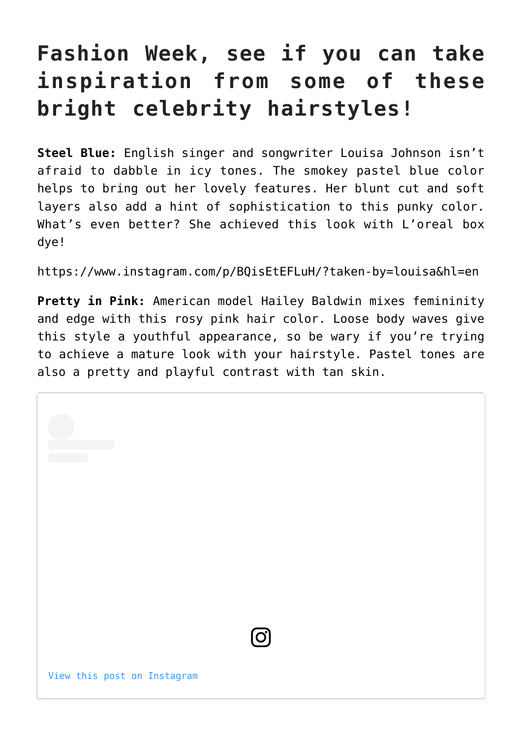# Fashion Week, see if you can take inspiration from some of these bright celebrity hairstyles!

**Steel Blue:** English singer and songwriter Louisa Johnson isn't afraid to dabble in icy tones. The smokey pastel blue color helps to bring out her lovely features. Her blunt cut and soft layers also add a hint of sophistication to this punky color. What's even better? She achieved this look with L'oreal box dye!

https://www.instagram.com/p/BQisEtEFLuH/?taken-by=louisa&hl=en

**Pretty in Pink:** American model Hailey Baldwin mixes femininity and edge with this rosy pink hair color. Loose body waves give this style a youthful appearance, so be wary if you're trying to achieve a mature look with your hairstyle. Pastel tones are also a pretty and playful contrast with tan skin.

View this post on Instagram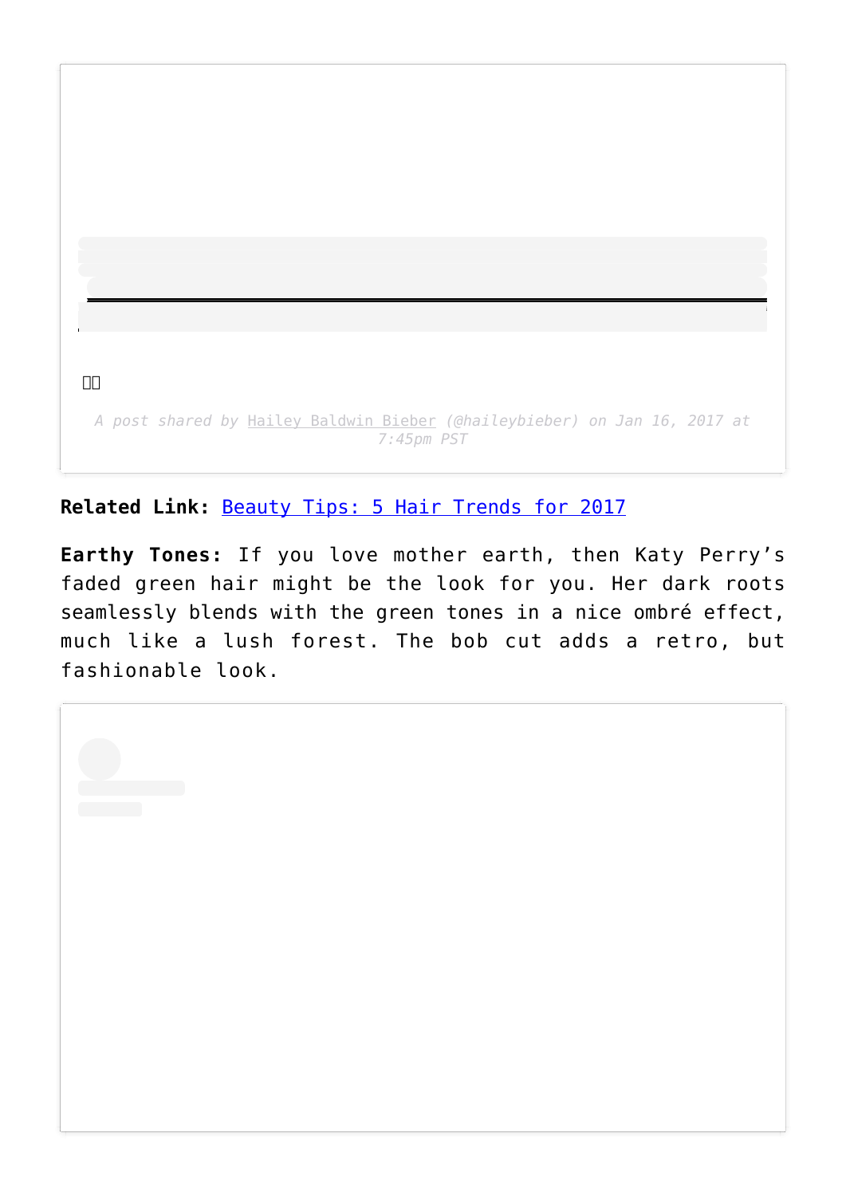A post shared by Hailey Baldwin Bieber (@haileybieber) on Jan 16, 2017 at 7:45pm PST

**Related Link:** Beauty Tips: 5 Hair Trends for 2017

**Earthy Tones:** If you love mother earth, then Katy Perry's faded green hair might be the look for you. Her dark roots seamlessly blends with the green tones in a nice ombré effect, much like a lush forest. The bob cut adds a retro, but fashionable look.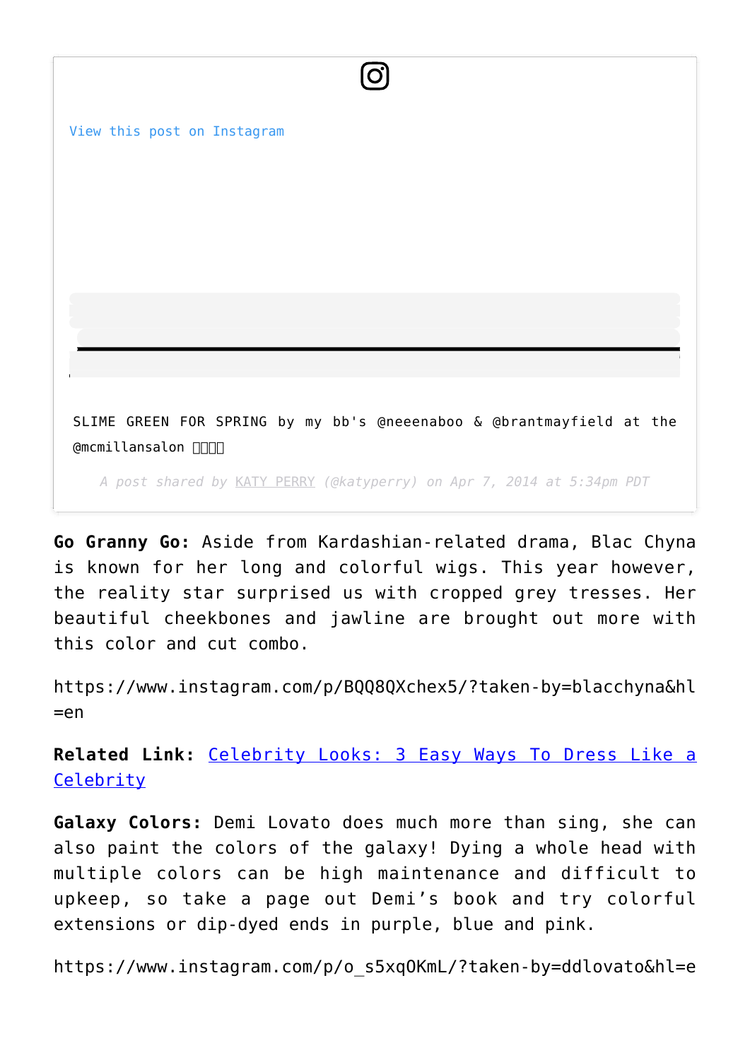View this post on Instagram

SLIME GREEN FOR SPRING by my bb's @neeenaboo & @brantmayfield at the @mcmillansalon 

*A post shared by KATY PERRY (@katyperry) on Apr 7, 2014 at 5:34pm PDT*

**Go Granny Go:** Aside from Kardashian-related drama, Blac Chyna is known for her long and colorful wigs. This year however, the reality star surprised us with cropped grey tresses. Her beautiful cheekbones and jawline are brought out more with this color and cut combo.

https://www.instagram.com/p/BQQ8QXchex5/?taken-by=blacchyna&hl=en

**Related Link:** Celebrity Looks: 3 Easy Ways To Dress Like a Celebrity

**Galaxy Colors:** Demi Lovato does much more than sing, she can also paint the colors of the galaxy! Dying a whole head with multiple colors can be high maintenance and difficult to upkeep, so take a page out Demi's book and try colorful extensions or dip-dyed ends in purple, blue and pink.

https://www.instagram.com/p/o_s5xqOKmL/?taken-by=ddlovato&hl=e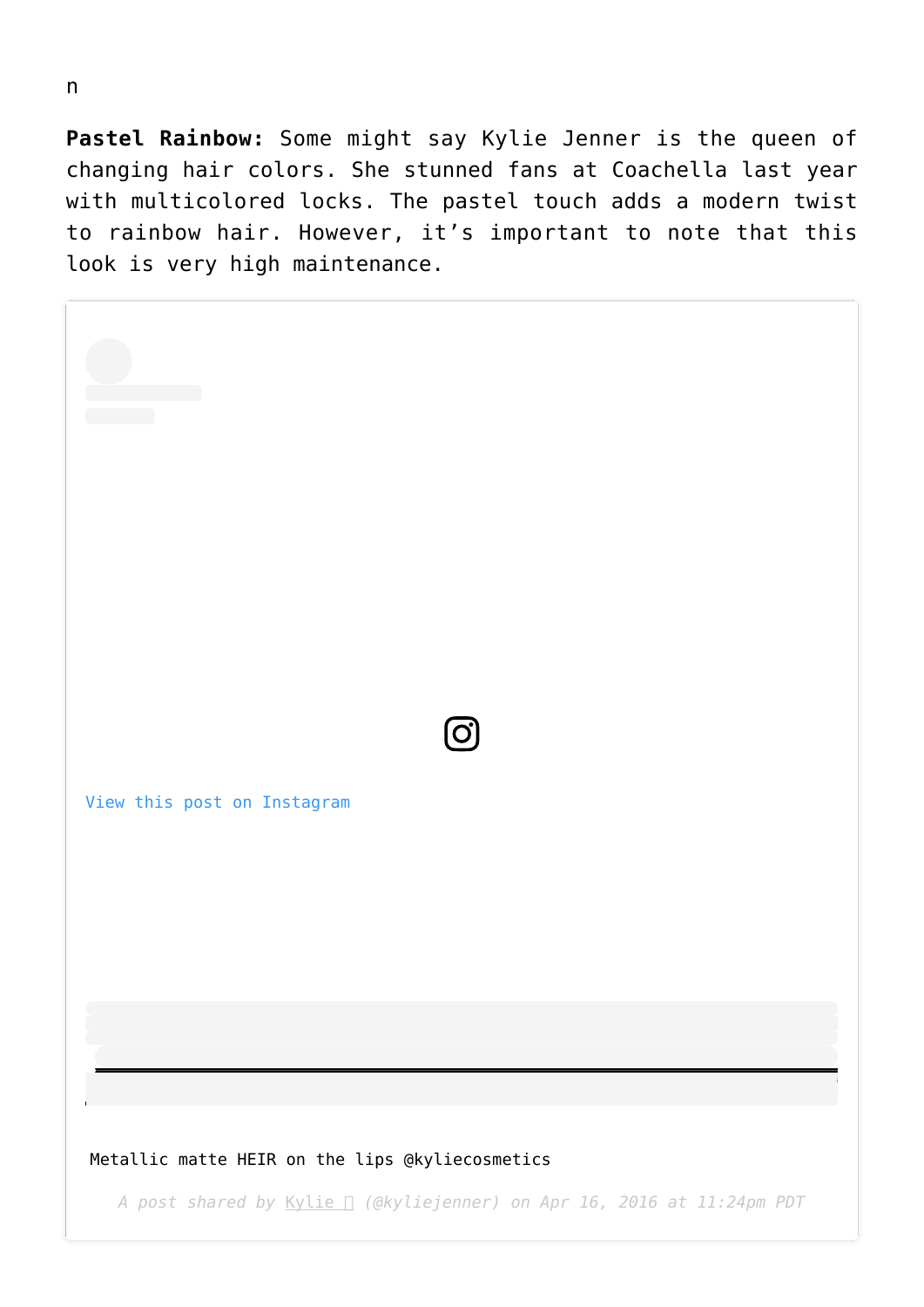n

**Pastel Rainbow:** Some might say Kylie Jenner is the queen of changing hair colors. She stunned fans at Coachella last year with multicolored locks. The pastel touch adds a modern twist to rainbow hair. However, it's important to note that this look is very high maintenance.

View this post on Instagram

Metallic matte HEIR on the lips @kyliecosmetics

*A post shared by Kylie  (@kyliejenner) on Apr 16, 2016 at 11:24pm PDT*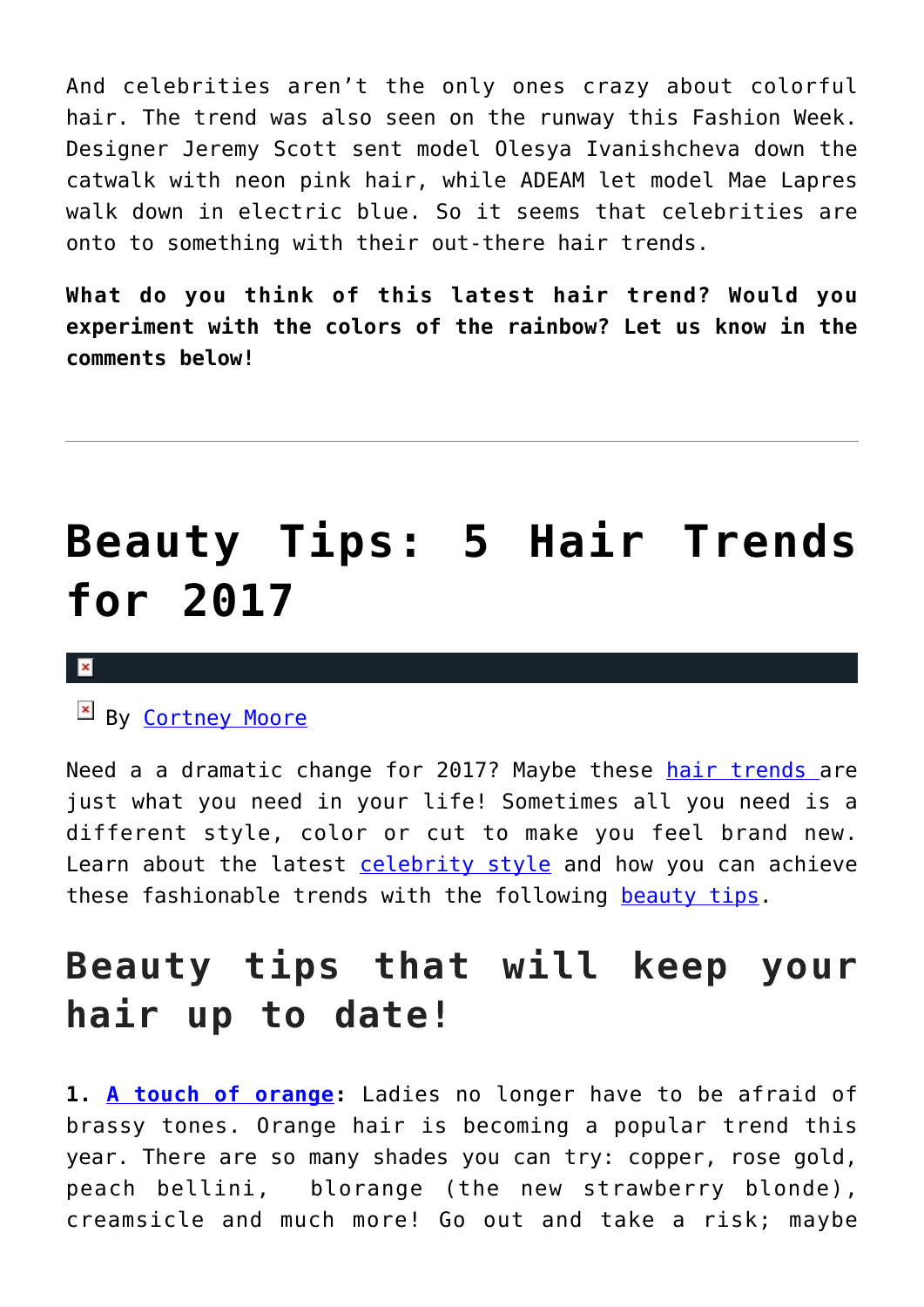And celebrities aren't the only ones crazy about colorful hair. The trend was also seen on the runway this Fashion Week. Designer Jeremy Scott sent model Olesya Ivanishcheva down the catwalk with neon pink hair, while ADEAM let model Mae Lapres walk down in electric blue. So it seems that celebrities are onto to something with their out-there hair trends.

**What do you think of this latest hair trend? Would you experiment with the colors of the rainbow? Let us know in the comments below!**

---

# Beauty Tips: 5 Hair Trends for 2017

By Cortney Moore

Need a a dramatic change for 2017? Maybe these hair trends are just what you need in your life! Sometimes all you need is a different style, color or cut to make you feel brand new. Learn about the latest celebrity style and how you can achieve these fashionable trends with the following beauty tips.

## Beauty tips that will keep your hair up to date!

**1. A touch of orange:** Ladies no longer have to be afraid of brassy tones. Orange hair is becoming a popular trend this year. There are so many shades you can try: copper, rose gold, peach bellini, blorange (the new strawberry blonde), creamsicle and much more! Go out and take a risk; maybe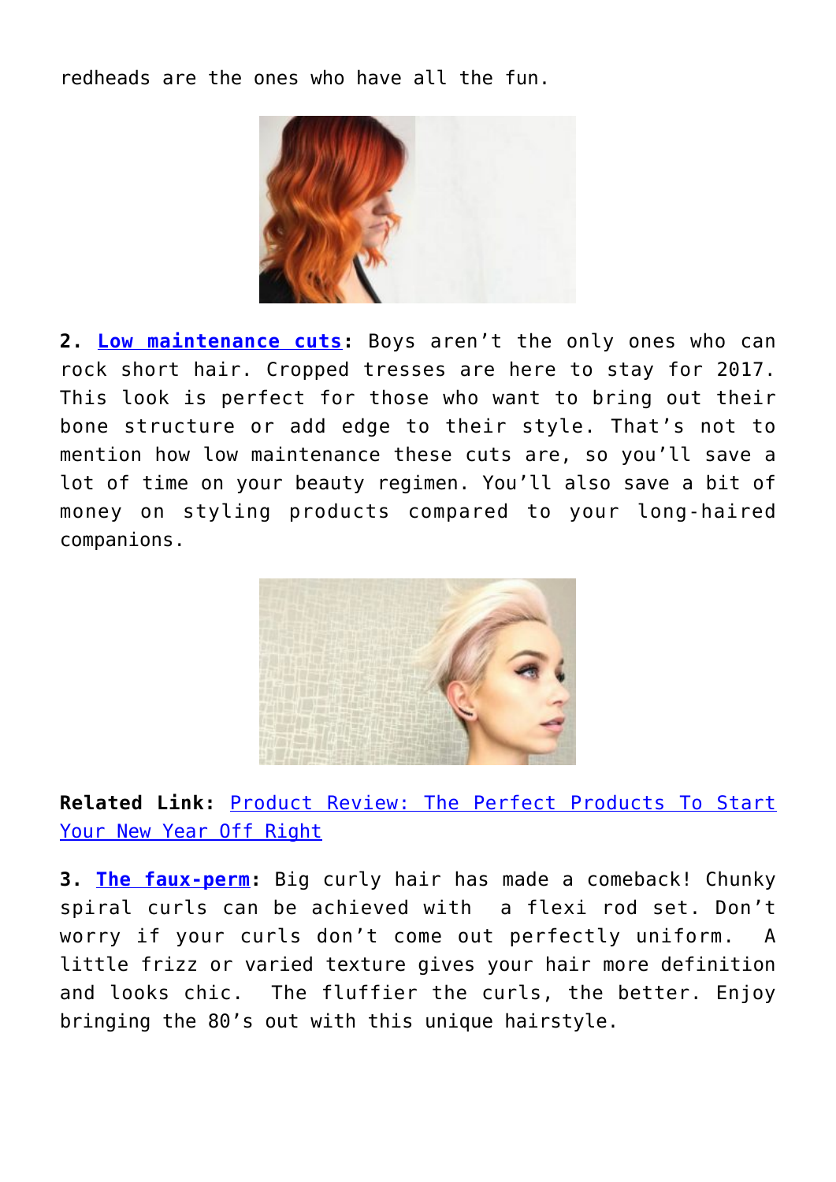redheads are the ones who have all the fun.

**2. Low maintenance cuts:** Boys aren't the only ones who can rock short hair. Cropped tresses are here to stay for 2017. This look is perfect for those who want to bring out their bone structure or add edge to their style. That's not to mention how low maintenance these cuts are, so you'll save a lot of time on your beauty regimen. You'll also save a bit of money on styling products compared to your long-haired companions.

**Related Link:** Product Review: The Perfect Products To Start Your New Year Off Right

**3. The faux-perm:** Big curly hair has made a comeback! Chunky spiral curls can be achieved with a flexi rod set. Don't worry if your curls don't come out perfectly uniform. A little frizz or varied texture gives your hair more definition and looks chic. The fluffier the curls, the better. Enjoy bringing the 80's out with this unique hairstyle.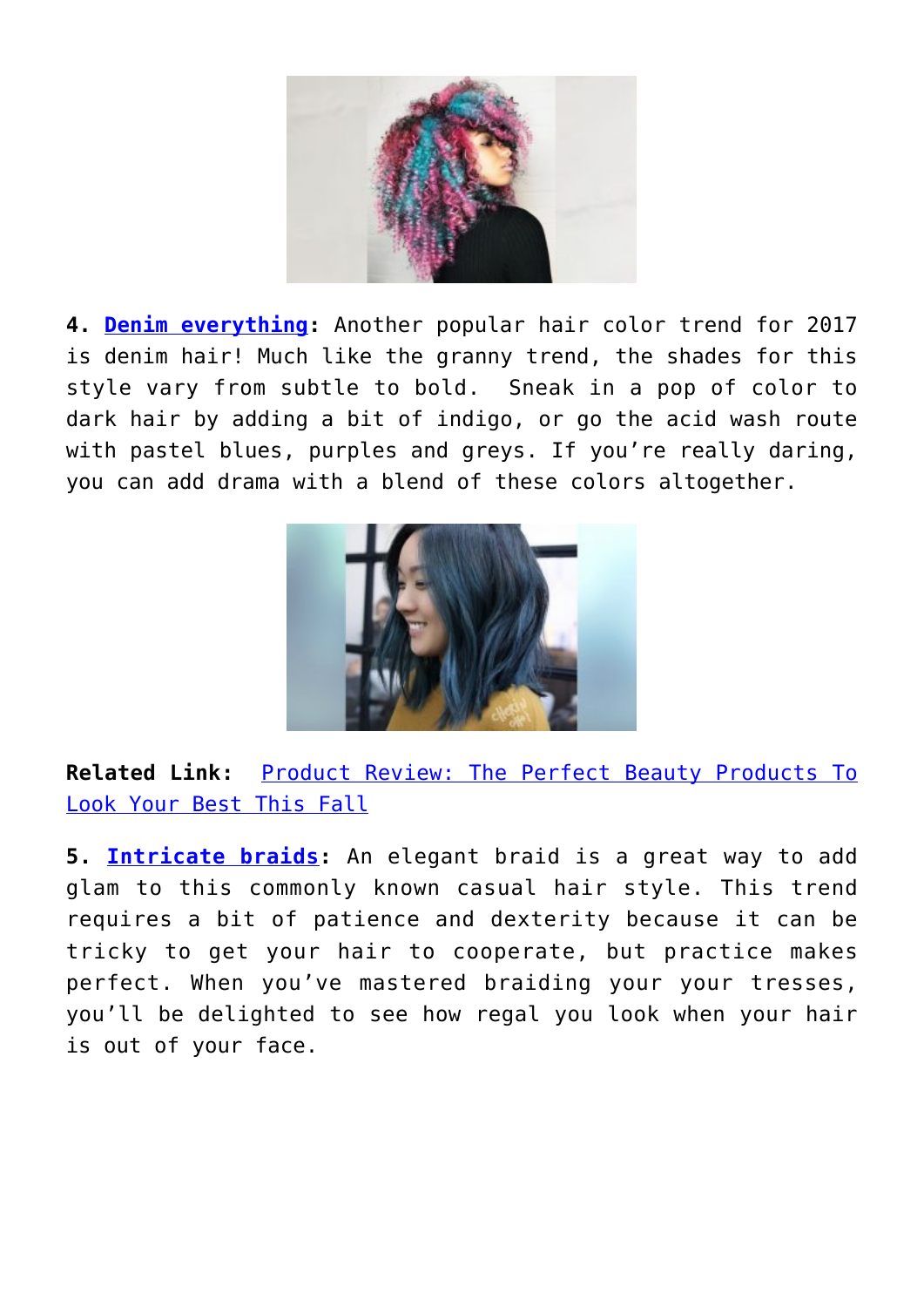**4. Denim everything:** Another popular hair color trend for 2017 is denim hair! Much like the granny trend, the shades for this style vary from subtle to bold.  Sneak in a pop of color to dark hair by adding a bit of indigo, or go the acid wash route with pastel blues, purples and greys. If you're really daring, you can add drama with a blend of these colors altogether.

**Related Link:** Product Review: The Perfect Beauty Products To Look Your Best This Fall

**5. Intricate braids:** An elegant braid is a great way to add glam to this commonly known casual hair style. This trend requires a bit of patience and dexterity because it can be tricky to get your hair to cooperate, but practice makes perfect. When you've mastered braiding your your tresses, you'll be delighted to see how regal you look when your hair is out of your face.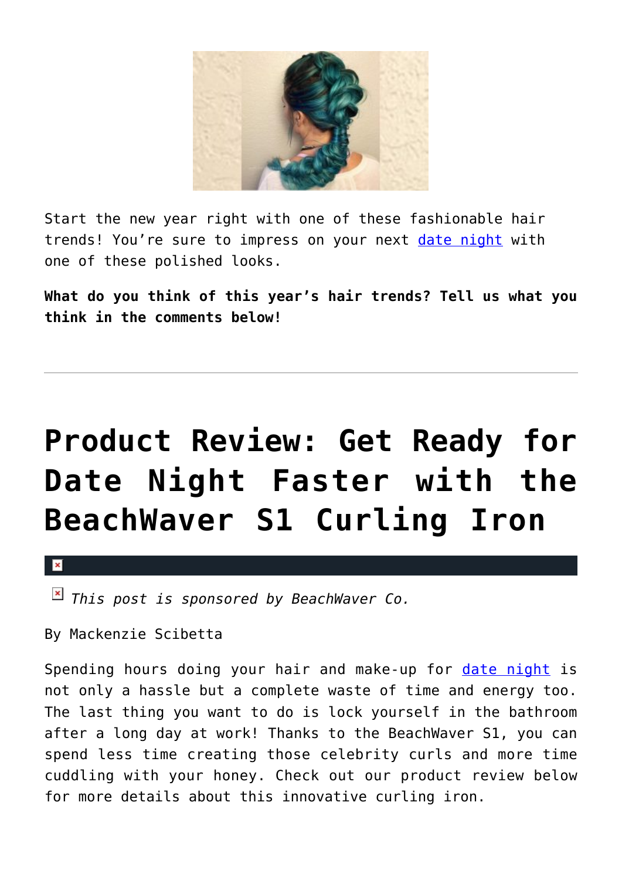Start the new year right with one of these fashionable hair trends! You're sure to impress on your next date night with one of these polished looks.

**What do you think of this year's hair trends? Tell us what you think in the comments below!**

---

# Product Review: Get Ready for Date Night Faster with the BeachWaver S1 Curling Iron

*This post is sponsored by BeachWaver Co.*

By Mackenzie Scibetta

Spending hours doing your hair and make-up for date night is not only a hassle but a complete waste of time and energy too. The last thing you want to do is lock yourself in the bathroom after a long day at work! Thanks to the BeachWaver S1, you can spend less time creating those celebrity curls and more time cuddling with your honey. Check out our product review below for more details about this innovative curling iron.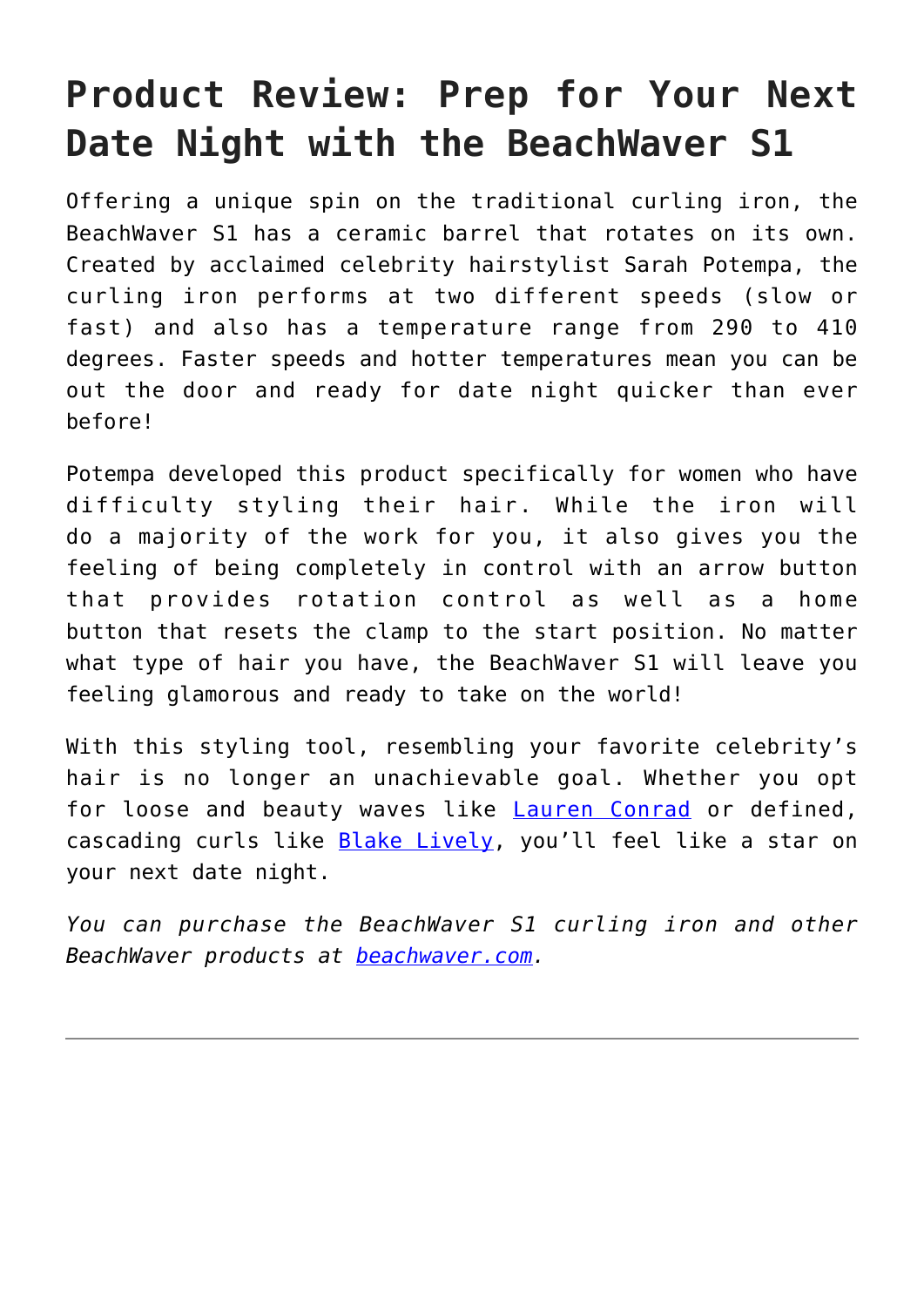# Product Review: Prep for Your Next Date Night with the BeachWaver S1

Offering a unique spin on the traditional curling iron, the BeachWaver S1 has a ceramic barrel that rotates on its own. Created by acclaimed celebrity hairstylist Sarah Potempa, the curling iron performs at two different speeds (slow or fast) and also has a temperature range from 290 to 410 degrees. Faster speeds and hotter temperatures mean you can be out the door and ready for date night quicker than ever before!

Potempa developed this product specifically for women who have difficulty styling their hair. While the iron will do a majority of the work for you, it also gives you the feeling of being completely in control with an arrow button that provides rotation control as well as a home button that resets the clamp to the start position. No matter what type of hair you have, the BeachWaver S1 will leave you feeling glamorous and ready to take on the world!

With this styling tool, resembling your favorite celebrity's hair is no longer an unachievable goal. Whether you opt for loose and beauty waves like Lauren Conrad or defined, cascading curls like Blake Lively, you'll feel like a star on your next date night.

*You can purchase the BeachWaver S1 curling iron and other BeachWaver products at beachwaver.com.*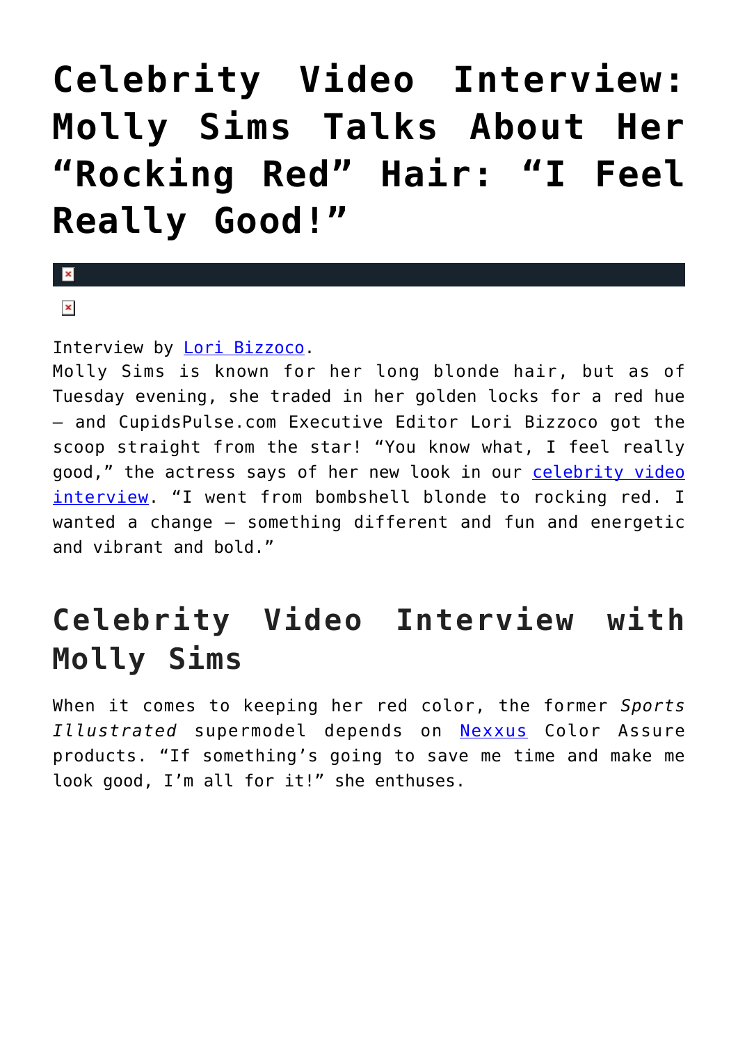# Celebrity Video Interview: Molly Sims Talks About Her "Rocking Red" Hair: "I Feel Really Good!"

Interview by Lori Bizzoco.
Molly Sims is known for her long blonde hair, but as of Tuesday evening, she traded in her golden locks for a red hue – and CupidsPulse.com Executive Editor Lori Bizzoco got the scoop straight from the star! "You know what, I feel really good," the actress says of her new look in our celebrity video interview. "I went from bombshell blonde to rocking red. I wanted a change – something different and fun and energetic and vibrant and bold."

## Celebrity Video Interview with Molly Sims

When it comes to keeping her red color, the former *Sports Illustrated* supermodel depends on Nexxus Color Assure products. "If something's going to save me time and make me look good, I'm all for it!" she enthuses.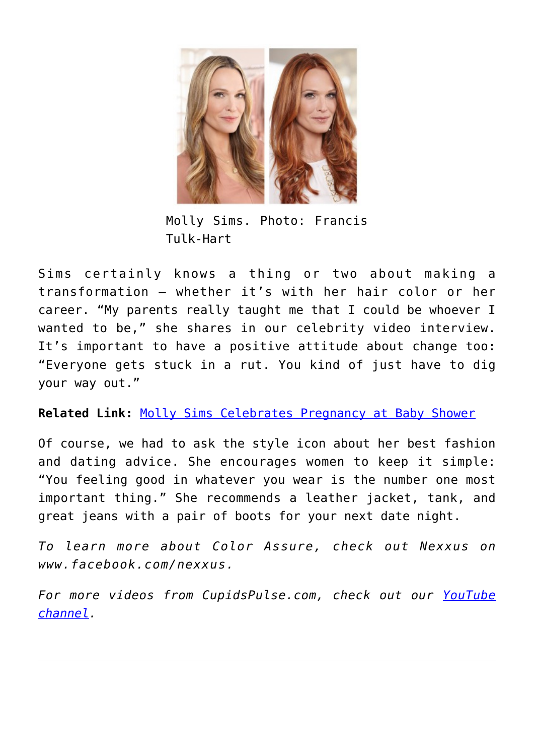Molly Sims. Photo: Francis Tulk-Hart

Sims certainly knows a thing or two about making a transformation – whether it's with her hair color or her career. "My parents really taught me that I could be whoever I wanted to be," she shares in our celebrity video interview. It's important to have a positive attitude about change too: "Everyone gets stuck in a rut. You kind of just have to dig your way out."

**Related Link:** Molly Sims Celebrates Pregnancy at Baby Shower

Of course, we had to ask the style icon about her best fashion and dating advice. She encourages women to keep it simple: "You feeling good in whatever you wear is the number one most important thing." She recommends a leather jacket, tank, and great jeans with a pair of boots for your next date night.

*To learn more about Color Assure, check out Nexxus on www.facebook.com/nexxus.*

*For more videos from CupidsPulse.com, check out our YouTube channel.*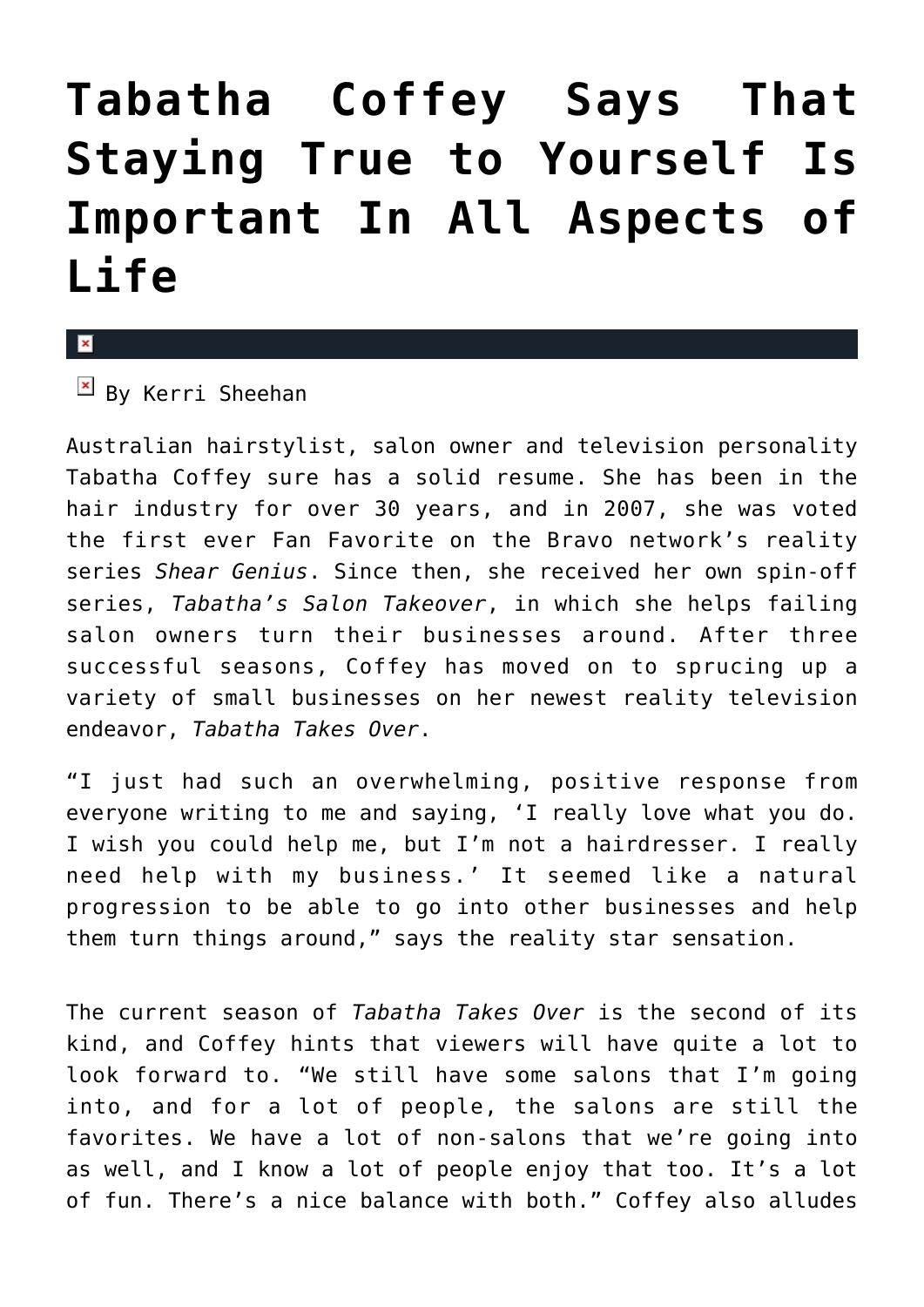# Tabatha Coffey Says That Staying True to Yourself Is Important In All Aspects of Life

By Kerri Sheehan

Australian hairstylist, salon owner and television personality Tabatha Coffey sure has a solid resume. She has been in the hair industry for over 30 years, and in 2007, she was voted the first ever Fan Favorite on the Bravo network's reality series *Shear Genius*. Since then, she received her own spin-off series, *Tabatha's Salon Takeover*, in which she helps failing salon owners turn their businesses around. After three successful seasons, Coffey has moved on to sprucing up a variety of small businesses on her newest reality television endeavor, *Tabatha Takes Over*.

"I just had such an overwhelming, positive response from everyone writing to me and saying, 'I really love what you do. I wish you could help me, but I'm not a hairdresser. I really need help with my business.' It seemed like a natural progression to be able to go into other businesses and help them turn things around," says the reality star sensation.

The current season of *Tabatha Takes Over* is the second of its kind, and Coffey hints that viewers will have quite a lot to look forward to. "We still have some salons that I'm going into, and for a lot of people, the salons are still the favorites. We have a lot of non-salons that we're going into as well, and I know a lot of people enjoy that too. It's a lot of fun. There's a nice balance with both." Coffey also alludes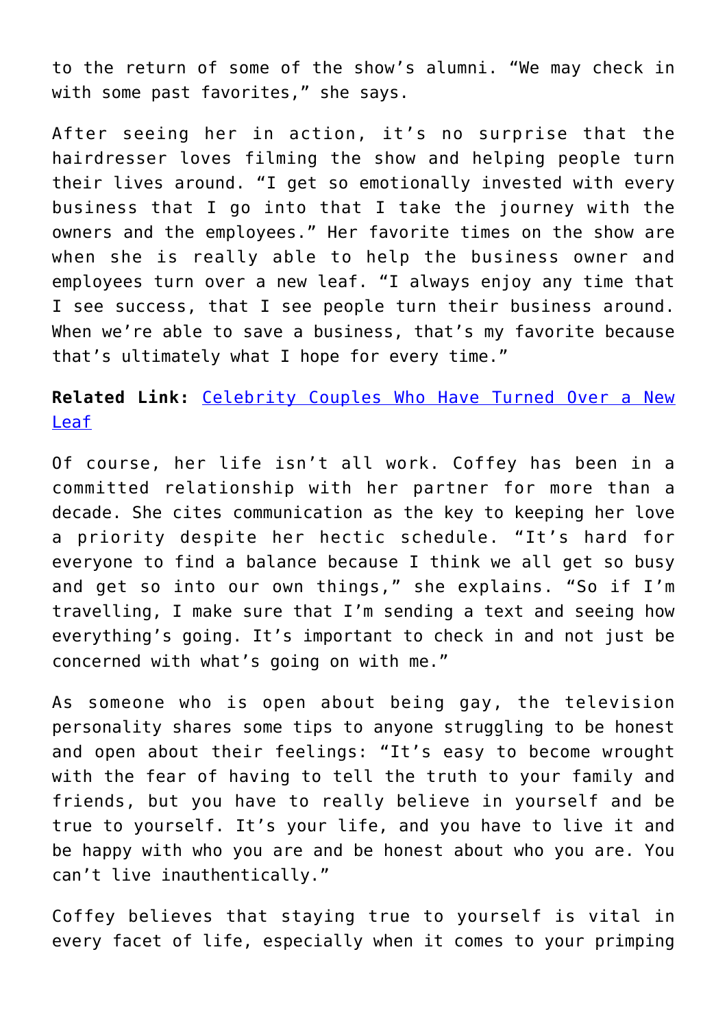to the return of some of the show's alumni. "We may check in with some past favorites," she says.

After seeing her in action, it's no surprise that the hairdresser loves filming the show and helping people turn their lives around. "I get so emotionally invested with every business that I go into that I take the journey with the owners and the employees." Her favorite times on the show are when she is really able to help the business owner and employees turn over a new leaf. "I always enjoy any time that I see success, that I see people turn their business around. When we're able to save a business, that's my favorite because that's ultimately what I hope for every time."

**Related Link:** Celebrity Couples Who Have Turned Over a New Leaf

Of course, her life isn't all work. Coffey has been in a committed relationship with her partner for more than a decade. She cites communication as the key to keeping her love a priority despite her hectic schedule. "It's hard for everyone to find a balance because I think we all get so busy and get so into our own things," she explains. "So if I'm travelling, I make sure that I'm sending a text and seeing how everything's going. It's important to check in and not just be concerned with what's going on with me."

As someone who is open about being gay, the television personality shares some tips to anyone struggling to be honest and open about their feelings: "It's easy to become wrought with the fear of having to tell the truth to your family and friends, but you have to really believe in yourself and be true to yourself. It's your life, and you have to live it and be happy with who you are and be honest about who you are. You can't live inauthentically."

Coffey believes that staying true to yourself is vital in every facet of life, especially when it comes to your primping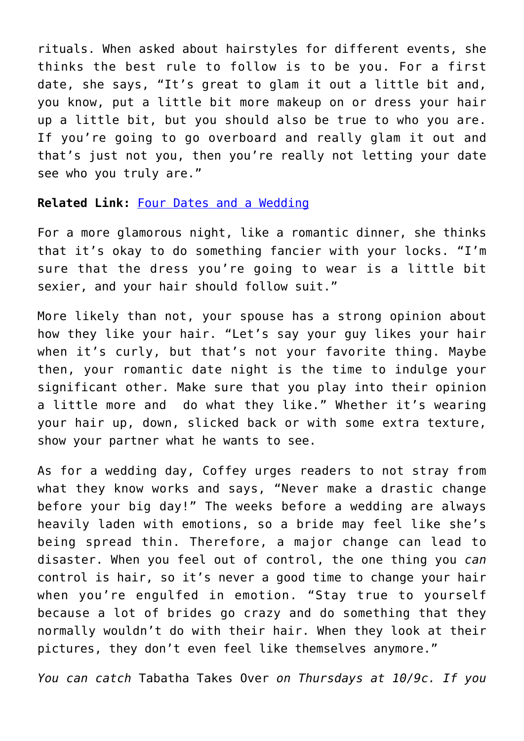rituals. When asked about hairstyles for different events, she thinks the best rule to follow is to be you. For a first date, she says, "It's great to glam it out a little bit and, you know, put a little bit more makeup on or dress your hair up a little bit, but you should also be true to who you are. If you're going to go overboard and really glam it out and that's just not you, then you're really not letting your date see who you truly are."

**Related Link:** Four Dates and a Wedding

For a more glamorous night, like a romantic dinner, she thinks that it's okay to do something fancier with your locks. "I'm sure that the dress you're going to wear is a little bit sexier, and your hair should follow suit."

More likely than not, your spouse has a strong opinion about how they like your hair. "Let's say your guy likes your hair when it's curly, but that's not your favorite thing. Maybe then, your romantic date night is the time to indulge your significant other. Make sure that you play into their opinion a little more and do what they like." Whether it's wearing your hair up, down, slicked back or with some extra texture, show your partner what he wants to see.

As for a wedding day, Coffey urges readers to not stray from what they know works and says, "Never make a drastic change before your big day!" The weeks before a wedding are always heavily laden with emotions, so a bride may feel like she's being spread thin. Therefore, a major change can lead to disaster. When you feel out of control, the one thing you *can* control is hair, so it's never a good time to change your hair when you're engulfed in emotion. "Stay true to yourself because a lot of brides go crazy and do something that they normally wouldn't do with their hair. When they look at their pictures, they don't even feel like themselves anymore."

*You can catch* Tabatha Takes Over *on Thursdays at 10/9c. If you*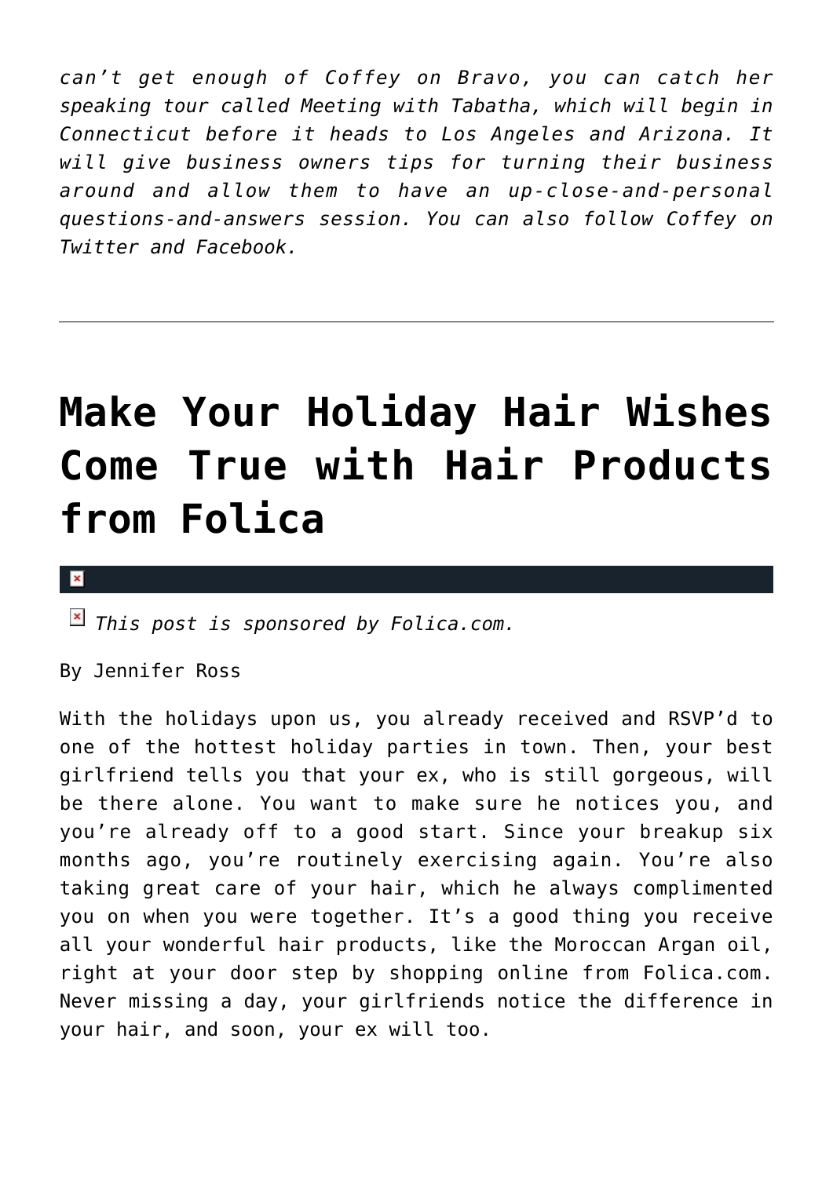*can't get enough of Coffey on Bravo, you can catch her speaking tour called Meeting with Tabatha, which will begin in Connecticut before it heads to Los Angeles and Arizona. It will give business owners tips for turning their business around and allow them to have an up-close-and-personal questions-and-answers session. You can also follow Coffey on Twitter and Facebook.*

---

# Make Your Holiday Hair Wishes Come True with Hair Products from Folica

*This post is sponsored by Folica.com.*

By Jennifer Ross

With the holidays upon us, you already received and RSVP'd to one of the hottest holiday parties in town. Then, your best girlfriend tells you that your ex, who is still gorgeous, will be there alone. You want to make sure he notices you, and you're already off to a good start. Since your breakup six months ago, you're routinely exercising again. You're also taking great care of your hair, which he always complimented you on when you were together. It's a good thing you receive all your wonderful hair products, like the Moroccan Argan oil, right at your door step by shopping online from Folica.com. Never missing a day, your girlfriends notice the difference in your hair, and soon, your ex will too.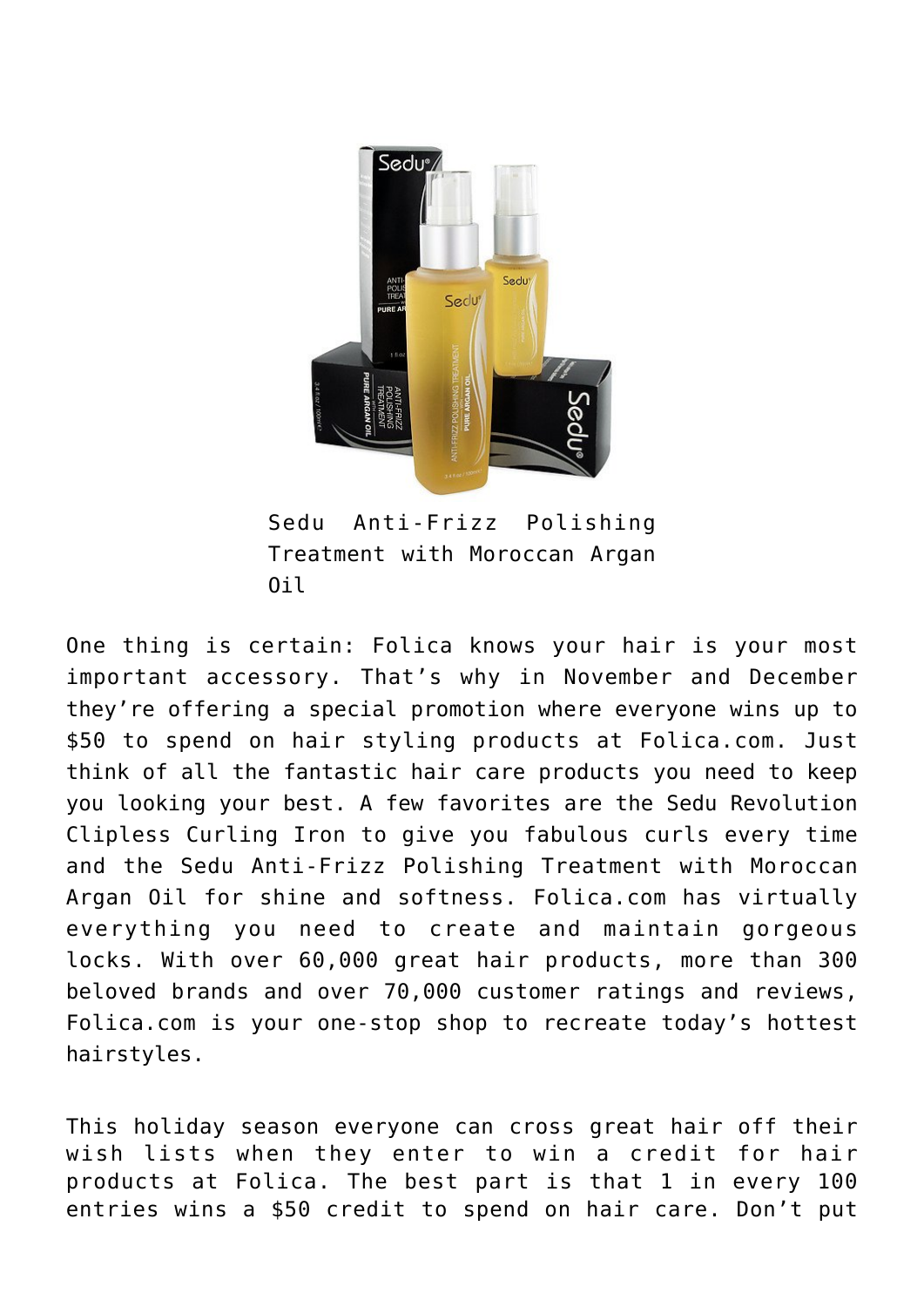Sedu Anti-Frizz Polishing Treatment with Moroccan Argan Oil

One thing is certain: Folica knows your hair is your most important accessory. That's why in November and December they're offering a special promotion where everyone wins up to $50 to spend on hair styling products at Folica.com. Just think of all the fantastic hair care products you need to keep you looking your best. A few favorites are the Sedu Revolution Clipless Curling Iron to give you fabulous curls every time and the Sedu Anti-Frizz Polishing Treatment with Moroccan Argan Oil for shine and softness. Folica.com has virtually everything you need to create and maintain gorgeous locks. With over 60,000 great hair products, more than 300 beloved brands and over 70,000 customer ratings and reviews, Folica.com is your one-stop shop to recreate today's hottest hairstyles.

This holiday season everyone can cross great hair off their wish lists when they enter to win a credit for hair products at Folica. The best part is that 1 in every 100 entries wins a $50 credit to spend on hair care. Don't put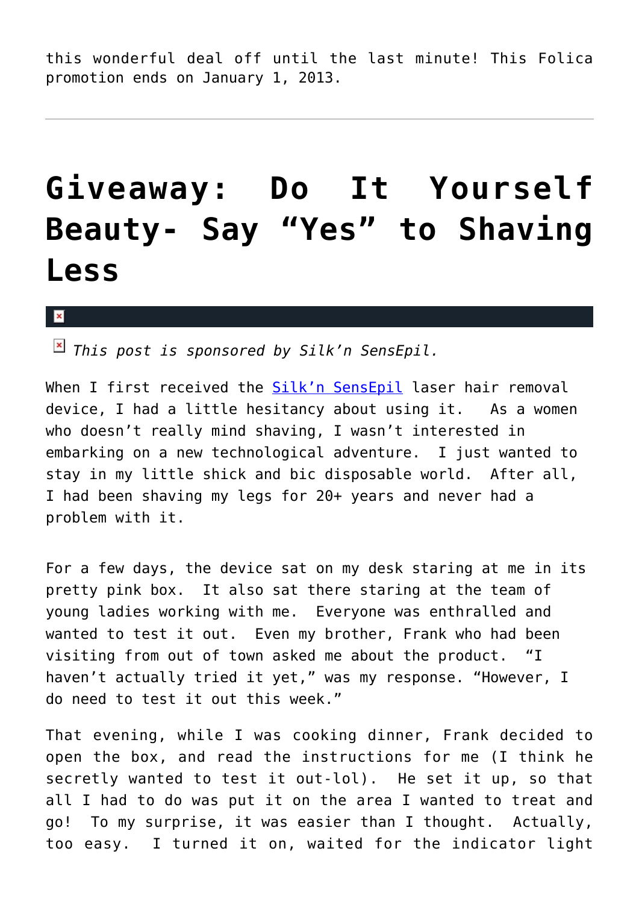this wonderful deal off until the last minute! This Folica promotion ends on January 1, 2013.

---

# Giveaway: Do It Yourself Beauty- Say "Yes" to Shaving Less

*This post is sponsored by Silk'n SensEpil.*

When I first received the Silk'n SensEpil laser hair removal device, I had a little hesitancy about using it.  As a women who doesn't really mind shaving, I wasn't interested in embarking on a new technological adventure.  I just wanted to stay in my little shick and bic disposable world.  After all, I had been shaving my legs for 20+ years and never had a problem with it.

For a few days, the device sat on my desk staring at me in its pretty pink box.  It also sat there staring at the team of young ladies working with me.  Everyone was enthralled and wanted to test it out.  Even my brother, Frank who had been visiting from out of town asked me about the product.  "I haven't actually tried it yet," was my response. "However, I do need to test it out this week."

That evening, while I was cooking dinner, Frank decided to open the box, and read the instructions for me (I think he secretly wanted to test it out-lol).  He set it up, so that all I had to do was put it on the area I wanted to treat and go!  To my surprise, it was easier than I thought.  Actually, too easy.  I turned it on, waited for the indicator light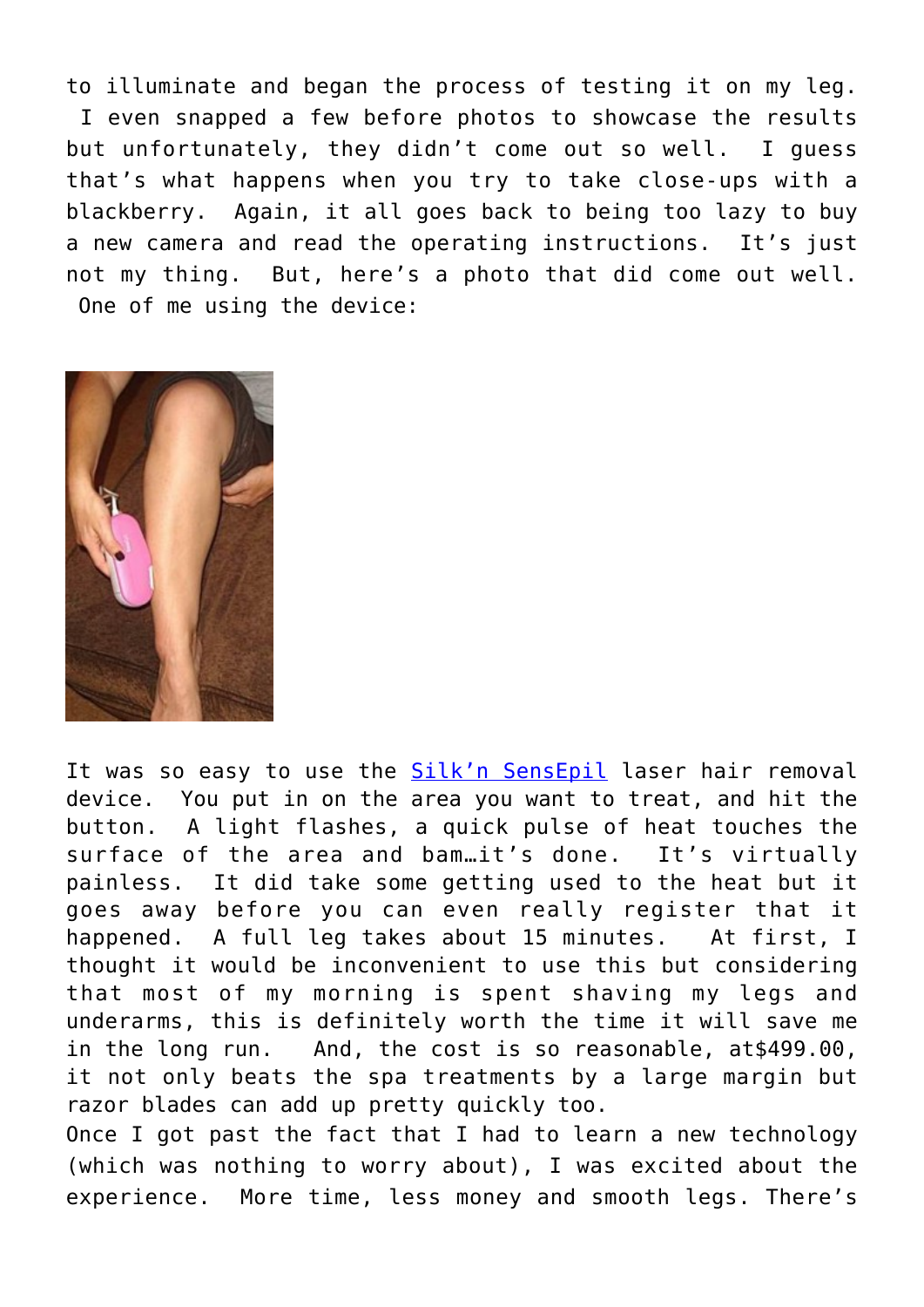to illuminate and began the process of testing it on my leg. I even snapped a few before photos to showcase the results but unfortunately, they didn't come out so well. I guess that's what happens when you try to take close-ups with a blackberry. Again, it all goes back to being too lazy to buy a new camera and read the operating instructions. It's just not my thing. But, here's a photo that did come out well. One of me using the device:

It was so easy to use the Silk'n SensEpil laser hair removal device. You put in on the area you want to treat, and hit the button. A light flashes, a quick pulse of heat touches the surface of the area and bam…it's done. It's virtually painless. It did take some getting used to the heat but it goes away before you can even really register that it happened. A full leg takes about 15 minutes. At first, I thought it would be inconvenient to use this but considering that most of my morning is spent shaving my legs and underarms, this is definitely worth the time it will save me in the long run. And, the cost is so reasonable, at$499.00, it not only beats the spa treatments by a large margin but razor blades can add up pretty quickly too.

Once I got past the fact that I had to learn a new technology (which was nothing to worry about), I was excited about the experience. More time, less money and smooth legs. There's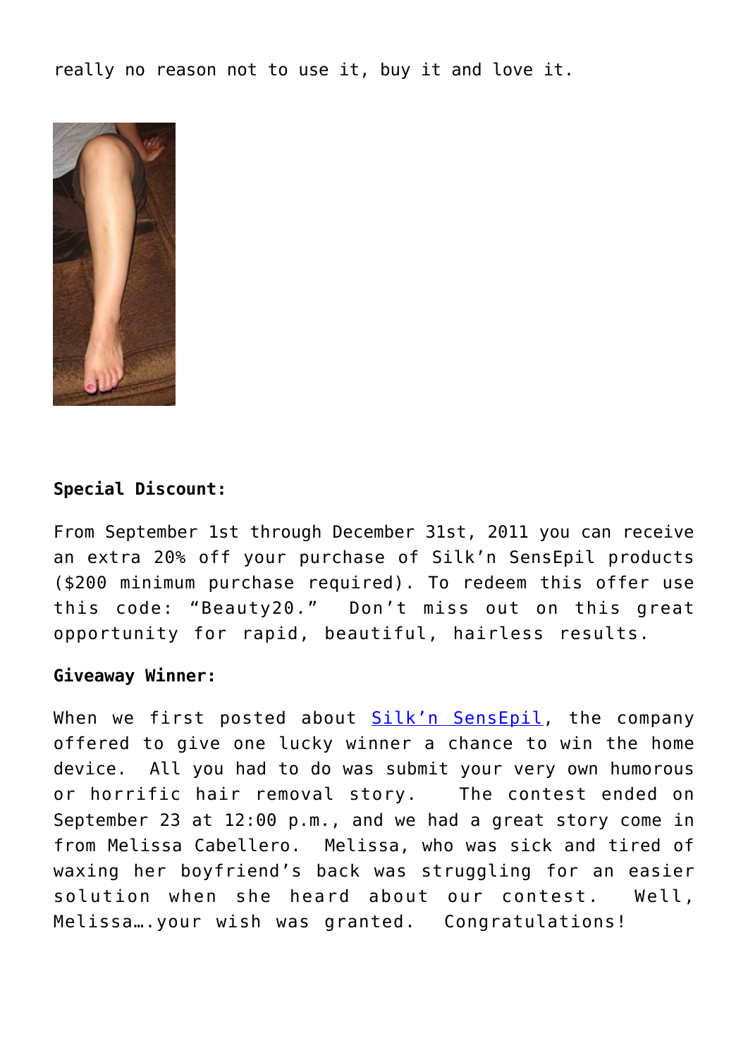really no reason not to use it, buy it and love it.

**Special Discount:**

From September 1st through December 31st, 2011 you can receive an extra 20% off your purchase of Silk'n SensEpil products ($200 minimum purchase required). To redeem this offer use this code: "Beauty20." Don't miss out on this great opportunity for rapid, beautiful, hairless results.

**Giveaway Winner:**

When we first posted about [Silk'n SensEpil](), the company offered to give one lucky winner a chance to win the home device. All you had to do was submit your very own humorous or horrific hair removal story. The contest ended on September 23 at 12:00 p.m., and we had a great story come in from Melissa Cabellero. Melissa, who was sick and tired of waxing her boyfriend's back was struggling for an easier solution when she heard about our contest. Well, Melissa….your wish was granted. Congratulations!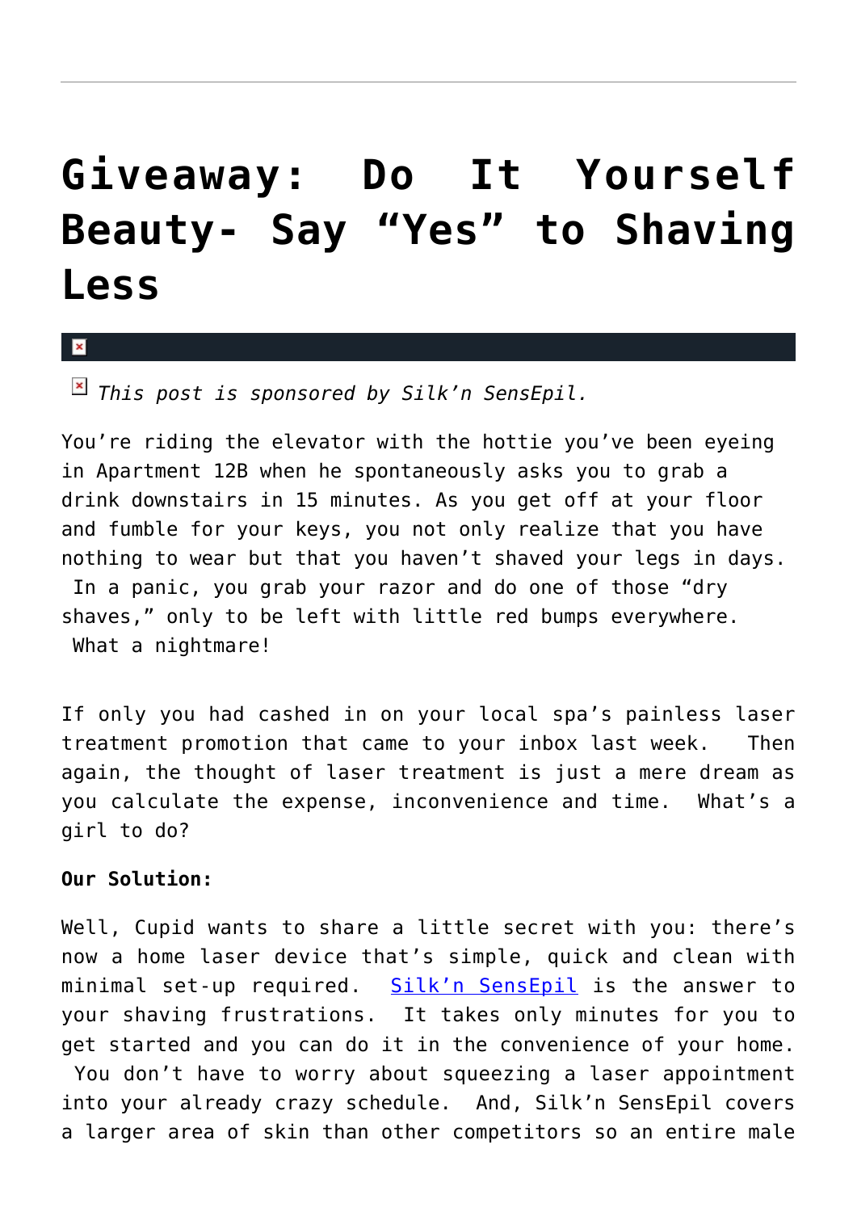# Giveaway: Do It Yourself Beauty- Say "Yes" to Shaving Less

*This post is sponsored by Silk'n SensEpil.*

You're riding the elevator with the hottie you've been eyeing in Apartment 12B when he spontaneously asks you to grab a drink downstairs in 15 minutes. As you get off at your floor and fumble for your keys, you not only realize that you have nothing to wear but that you haven't shaved your legs in days. In a panic, you grab your razor and do one of those "dry shaves," only to be left with little red bumps everywhere. What a nightmare!

If only you had cashed in on your local spa's painless laser treatment promotion that came to your inbox last week. Then again, the thought of laser treatment is just a mere dream as you calculate the expense, inconvenience and time. What's a girl to do?

**Our Solution:**

Well, Cupid wants to share a little secret with you: there's now a home laser device that's simple, quick and clean with minimal set-up required. [Silk'n SensEpil] is the answer to your shaving frustrations. It takes only minutes for you to get started and you can do it in the convenience of your home. You don't have to worry about squeezing a laser appointment into your already crazy schedule. And, Silk'n SensEpil covers a larger area of skin than other competitors so an entire male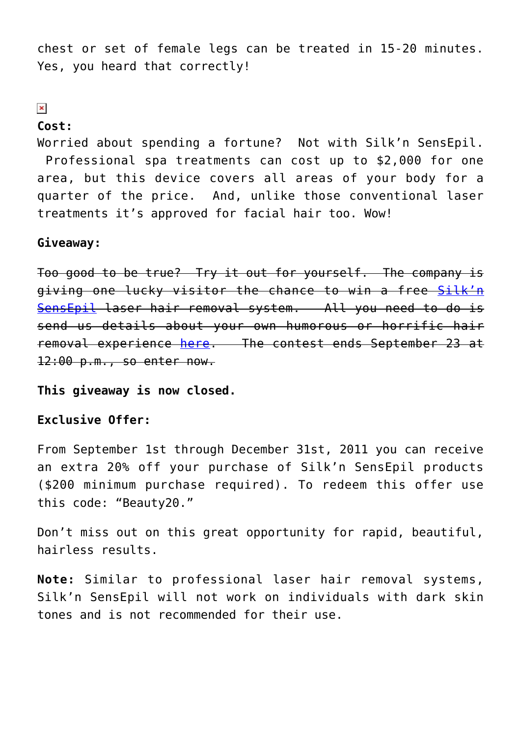chest or set of female legs can be treated in 15-20 minutes. Yes, you heard that correctly!

**Cost:**
Worried about spending a fortune? Not with Silk'n SensEpil. Professional spa treatments can cost up to $2,000 for one area, but this device covers all areas of your body for a quarter of the price. And, unlike those conventional laser treatments it's approved for facial hair too. Wow!

**Giveaway:**

~~Too good to be true? Try it out for yourself. The company is giving one lucky visitor the chance to win a free Silk'n SensEpil laser hair removal system. All you need to do is send us details about your own humorous or horrific hair removal experience here. The contest ends September 23 at 12:00 p.m., so enter now.~~

**This giveaway is now closed.**

**Exclusive Offer:**

From September 1st through December 31st, 2011 you can receive an extra 20% off your purchase of Silk'n SensEpil products ($200 minimum purchase required). To redeem this offer use this code: "Beauty20."

Don't miss out on this great opportunity for rapid, beautiful, hairless results.

**Note:** Similar to professional laser hair removal systems, Silk'n SensEpil will not work on individuals with dark skin tones and is not recommended for their use.